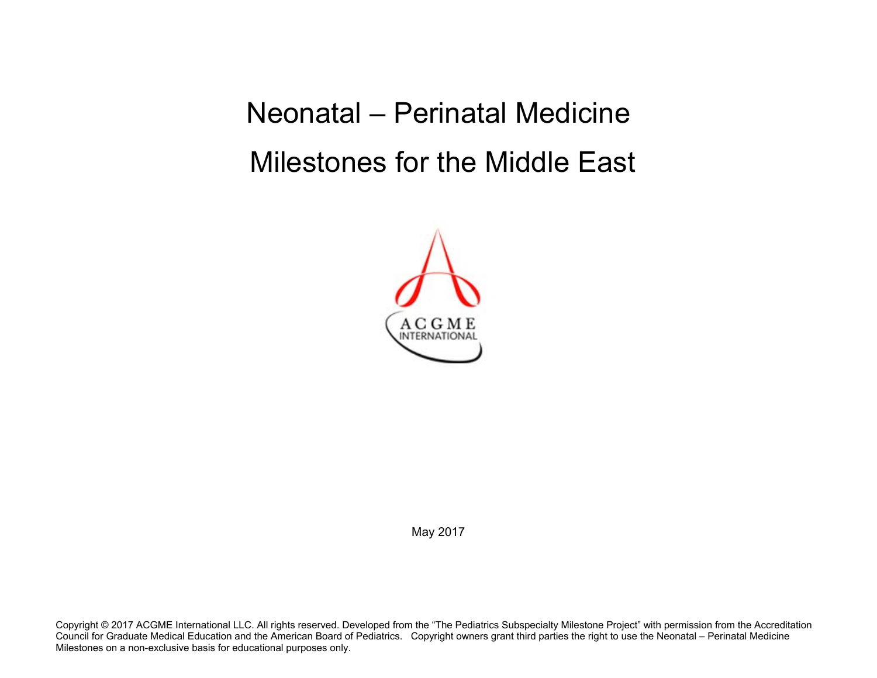# Neonatal – Perinatal Medicine

# Milestones for the Middle East

ACGME INTERNATIONAL

May 2017

Copyright © 2017 ACGME International LLC. All rights reserved. Developed from the "The Pediatrics Subspecialty Milestone Project" with permission from the Accreditation Council for Graduate Medical Education and the American Board of Pediatrics. Copyright owners grant third parties the right to use the Neonatal – Perinatal Medicine Milestones on a non-exclusive basis for educational purposes only.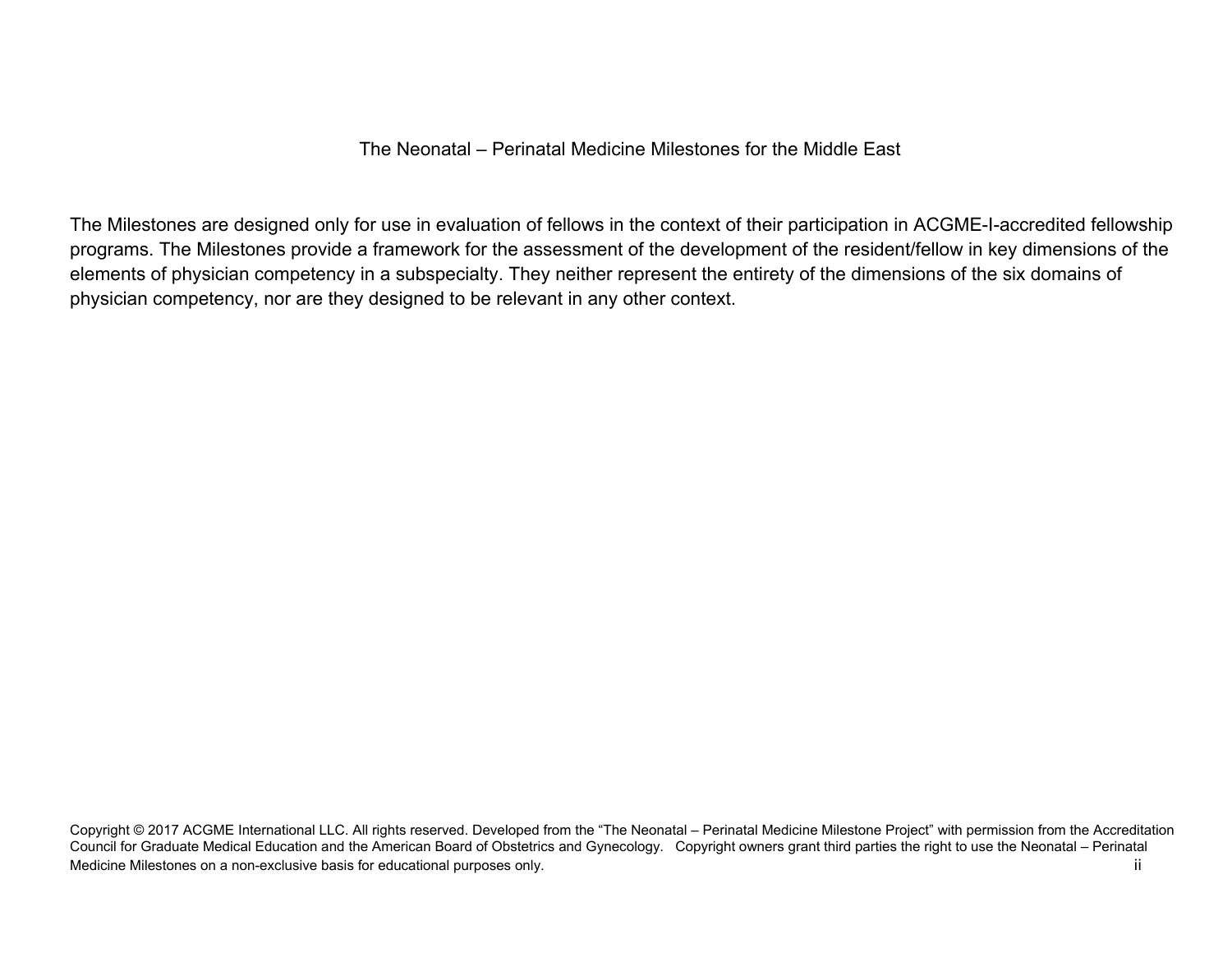The Neonatal – Perinatal Medicine Milestones for the Middle East

The Milestones are designed only for use in evaluation of fellows in the context of their participation in ACGME-I-accredited fellowship programs. The Milestones provide a framework for the assessment of the development of the resident/fellow in key dimensions of the elements of physician competency in a subspecialty. They neither represent the entirety of the dimensions of the six domains of physician competency, nor are they designed to be relevant in any other context.

Copyright © 2017 ACGME International LLC. All rights reserved. Developed from the "The Neonatal – Perinatal Medicine Milestone Project" with permission from the Accreditation Council for Graduate Medical Education and the American Board of Obstetrics and Gynecology. Copyright owners grant third parties the right to use the Neonatal – Perinatal Medicine Milestones on a non-exclusive basis for educational purposes only.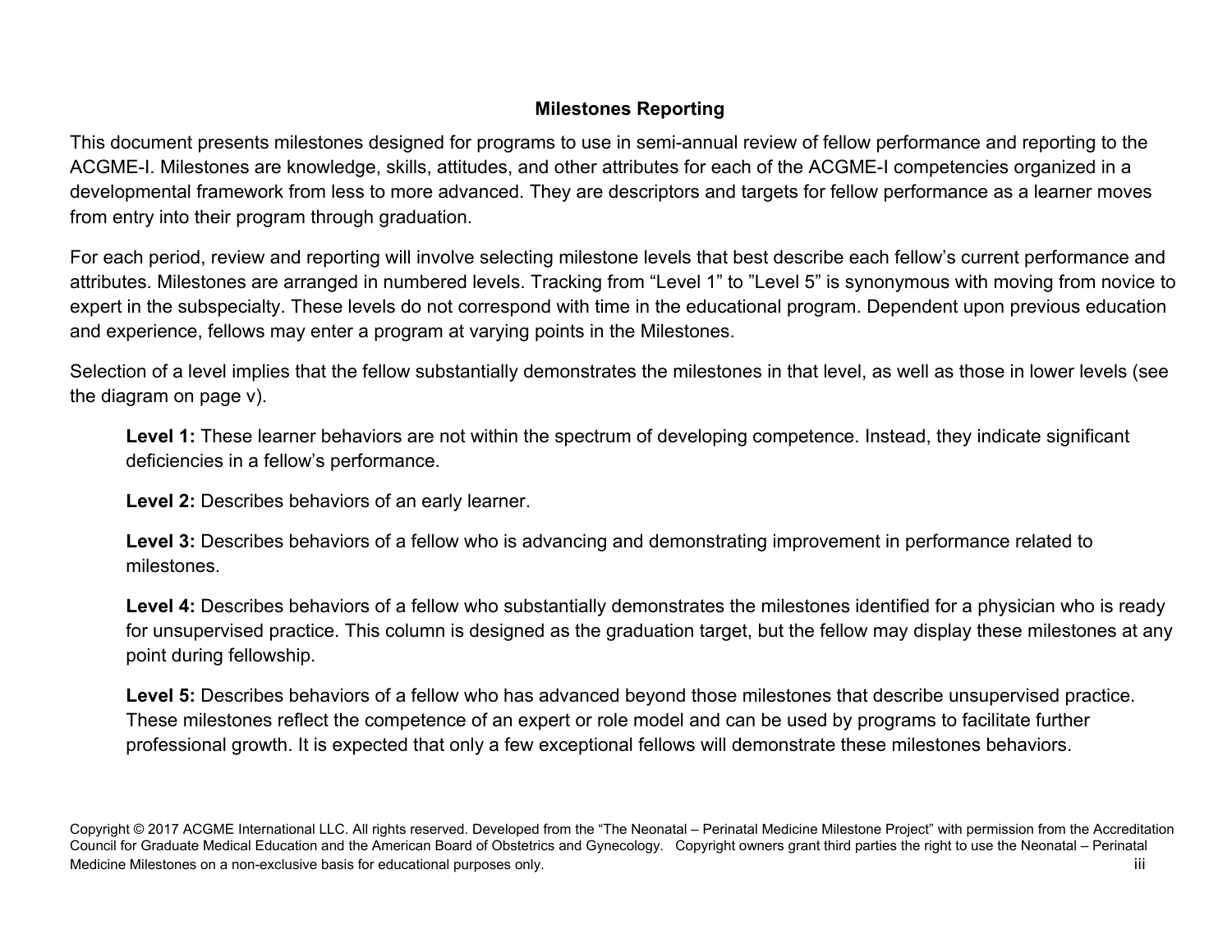## Milestones Reporting

This document presents milestones designed for programs to use in semi-annual review of fellow performance and reporting to the ACGME-I. Milestones are knowledge, skills, attitudes, and other attributes for each of the ACGME-I competencies organized in a developmental framework from less to more advanced. They are descriptors and targets for fellow performance as a learner moves from entry into their program through graduation.

For each period, review and reporting will involve selecting milestone levels that best describe each fellow's current performance and attributes. Milestones are arranged in numbered levels. Tracking from "Level 1" to "Level 5" is synonymous with moving from novice to expert in the subspecialty. These levels do not correspond with time in the educational program. Dependent upon previous education and experience, fellows may enter a program at varying points in the Milestones.

Selection of a level implies that the fellow substantially demonstrates the milestones in that level, as well as those in lower levels (see the diagram on page v).

**Level 1:** These learner behaviors are not within the spectrum of developing competence. Instead, they indicate significant deficiencies in a fellow's performance.

**Level 2:** Describes behaviors of an early learner.

**Level 3:** Describes behaviors of a fellow who is advancing and demonstrating improvement in performance related to milestones.

**Level 4:** Describes behaviors of a fellow who substantially demonstrates the milestones identified for a physician who is ready for unsupervised practice. This column is designed as the graduation target, but the fellow may display these milestones at any point during fellowship.

**Level 5:** Describes behaviors of a fellow who has advanced beyond those milestones that describe unsupervised practice. These milestones reflect the competence of an expert or role model and can be used by programs to facilitate further professional growth. It is expected that only a few exceptional fellows will demonstrate these milestones behaviors.

Copyright © 2017 ACGME International LLC. All rights reserved. Developed from the "The Neonatal – Perinatal Medicine Milestone Project" with permission from the Accreditation Council for Graduate Medical Education and the American Board of Obstetrics and Gynecology. Copyright owners grant third parties the right to use the Neonatal – Perinatal Medicine Milestones on a non-exclusive basis for educational purposes only.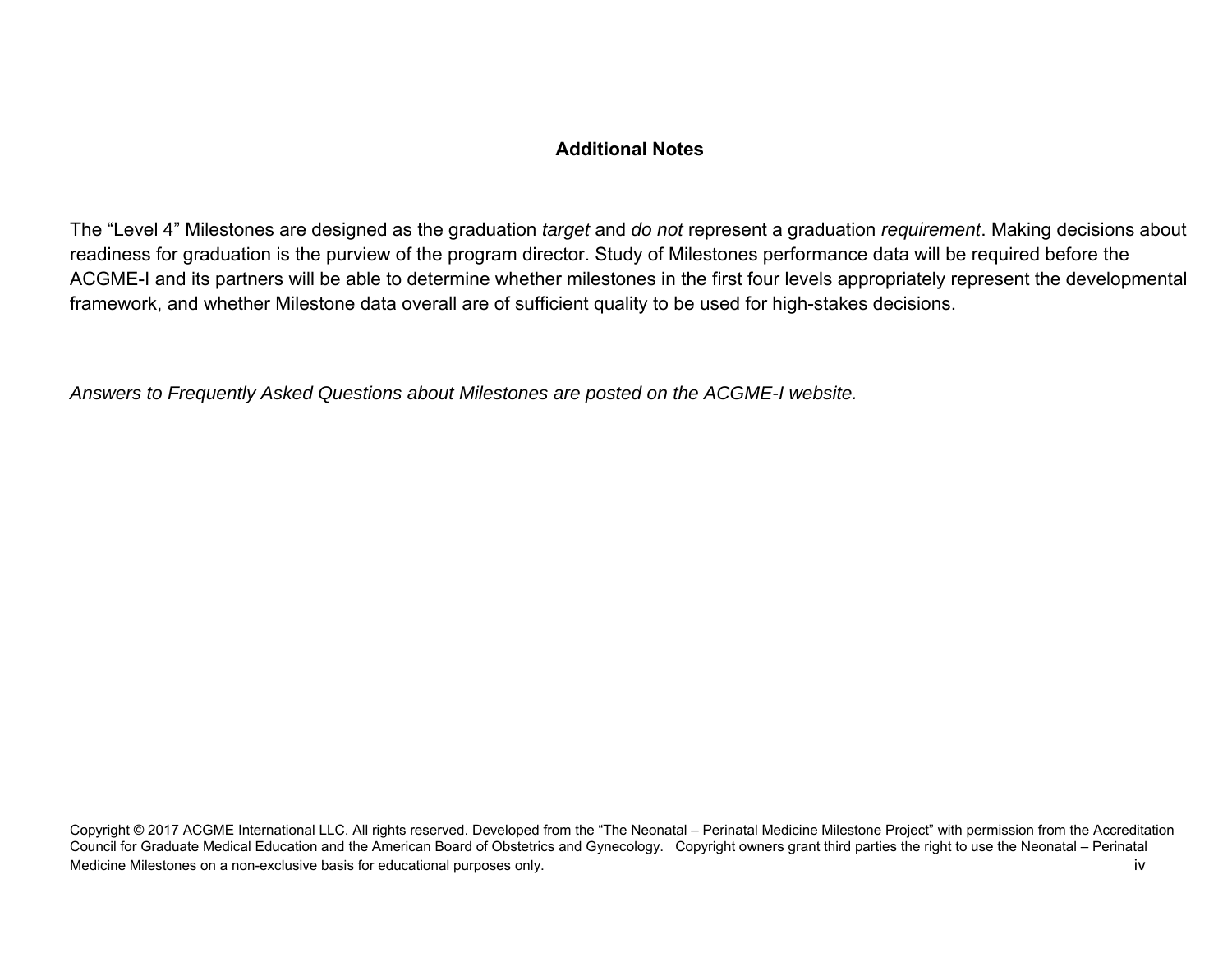## Additional Notes

The "Level 4" Milestones are designed as the graduation *target* and *do not* represent a graduation *requirement*. Making decisions about readiness for graduation is the purview of the program director. Study of Milestones performance data will be required before the ACGME-I and its partners will be able to determine whether milestones in the first four levels appropriately represent the developmental framework, and whether Milestone data overall are of sufficient quality to be used for high-stakes decisions.

*Answers to Frequently Asked Questions about Milestones are posted on the ACGME-I website.*

Copyright © 2017 ACGME International LLC. All rights reserved. Developed from the "The Neonatal – Perinatal Medicine Milestone Project" with permission from the Accreditation Council for Graduate Medical Education and the American Board of Obstetrics and Gynecology. Copyright owners grant third parties the right to use the Neonatal – Perinatal Medicine Milestones on a non-exclusive basis for educational purposes only.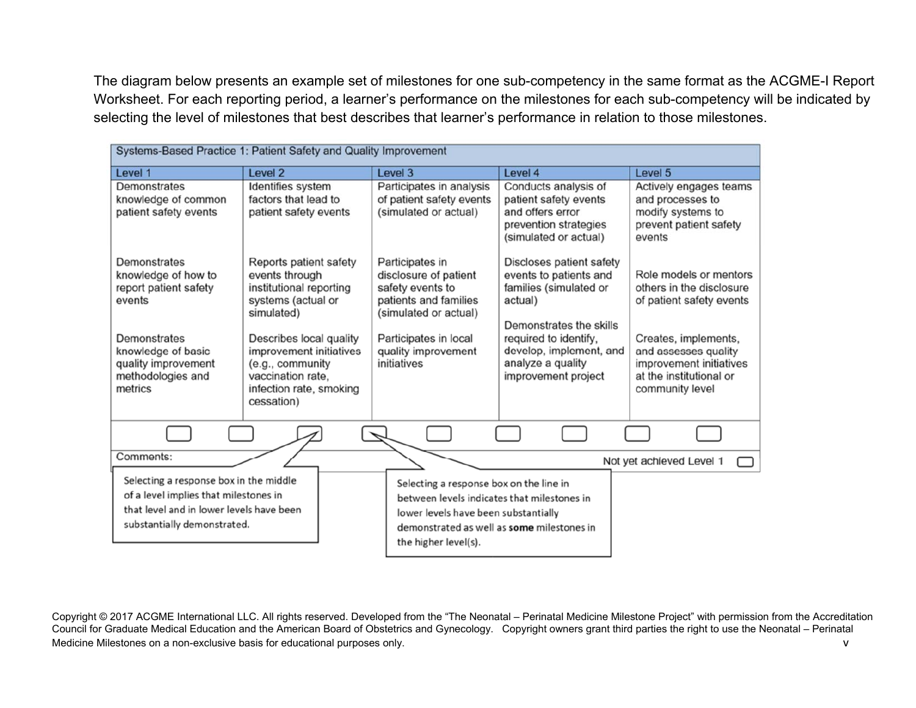The diagram below presents an example set of milestones for one sub-competency in the same format as the ACGME-I Report Worksheet. For each reporting period, a learner's performance on the milestones for each sub-competency will be indicated by selecting the level of milestones that best describes that learner's performance in relation to those milestones.

| Systems-Based Practice 1: Patient Safety and Quality Improvement | | | | |
|---|---|---|---|---|
| **Level 1** | **Level 2** | **Level 3** | **Level 4** | **Level 5** |
| Demonstrates knowledge of common patient safety events | Identifies system factors that lead to patient safety events | Participates in analysis of patient safety events (simulated or actual) | Conducts analysis of patient safety events and offers error prevention strategies (simulated or actual) | Actively engages teams and processes to modify systems to prevent patient safety events |
| Demonstrates knowledge of how to report patient safety events | Reports patient safety events through institutional reporting systems (actual or simulated) | Participates in disclosure of patient safety events to patients and families (simulated or actual) | Discloses patient safety events to patients and families (simulated or actual) | Role models or mentors others in the disclosure of patient safety events |
| Demonstrates knowledge of basic quality improvement methodologies and metrics | Describes local quality improvement initiatives (e.g., community vaccination rate, infection rate, smoking cessation) | Participates in local quality improvement initiatives | Demonstrates the skills required to identify, develop, implement, and analyze a quality improvement project | Creates, implements, and assesses quality improvement initiatives at the institutional or community level |

Comments:

Not yet achieved Level 1

Selecting a response box in the middle of a level implies that milestones in that level and in lower levels have been substantially demonstrated.

Selecting a response box on the line in between levels indicates that milestones in lower levels have been substantially demonstrated as well as **some** milestones in the higher level(s).

Copyright © 2017 ACGME International LLC. All rights reserved. Developed from the "The Neonatal – Perinatal Medicine Milestone Project" with permission from the Accreditation Council for Graduate Medical Education and the American Board of Obstetrics and Gynecology. Copyright owners grant third parties the right to use the Neonatal – Perinatal Medicine Milestones on a non-exclusive basis for educational purposes only.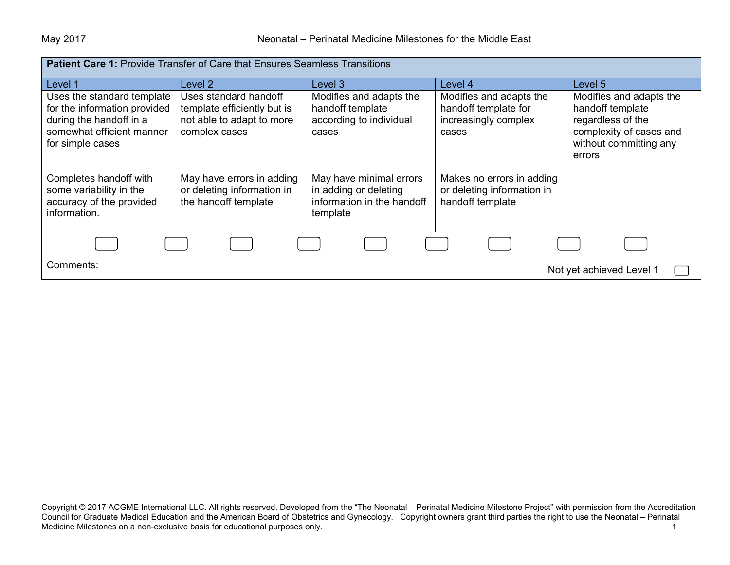**Patient Care 1:** Provide Transfer of Care that Ensures Seamless Transitions

| Level 1 | Level 2 | Level 3 | Level 4 | Level 5 |
|---|---|---|---|---|
| Uses the standard template for the information provided during the handoff in a somewhat efficient manner for simple cases<br><br>Completes handoff with some variability in the accuracy of the provided information. | Uses standard handoff template efficiently but is not able to adapt to more complex cases<br><br>May have errors in adding or deleting information in the handoff template | Modifies and adapts the handoff template according to individual cases<br><br>May have minimal errors in adding or deleting information in the handoff template | Modifies and adapts the handoff template for increasingly complex cases<br><br>Makes no errors in adding or deleting information in handoff template | Modifies and adapts the handoff template regardless of the complexity of cases and without committing any errors |

Comments:

Not yet achieved Level 1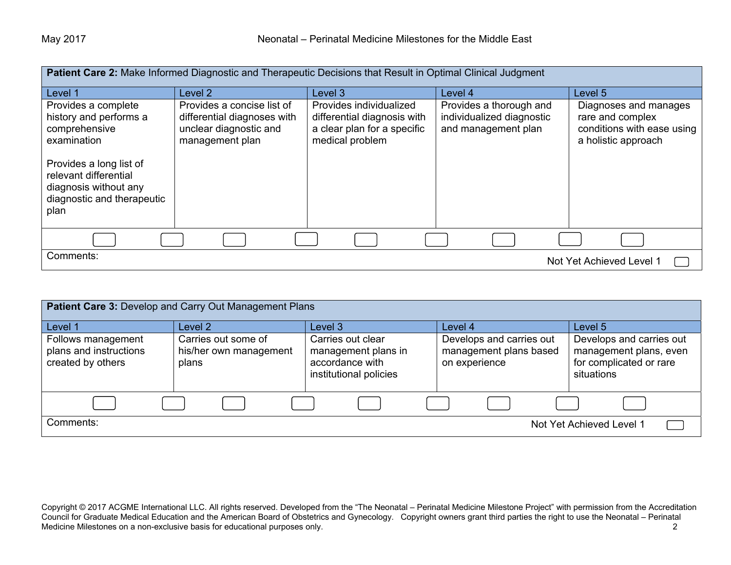**Patient Care 2:** Make Informed Diagnostic and Therapeutic Decisions that Result in Optimal Clinical Judgment

| Level 1 | Level 2 | Level 3 | Level 4 | Level 5 |
|---|---|---|---|---|
| Provides a complete history and performs a comprehensive examination<br><br>Provides a long list of relevant differential diagnosis without any diagnostic and therapeutic plan | Provides a concise list of differential diagnoses with unclear diagnostic and management plan | Provides individualized differential diagnosis with a clear plan for a specific medical problem | Provides a thorough and individualized diagnostic and management plan | Diagnoses and manages rare and complex conditions with ease using a holistic approach |

Comments:

Not Yet Achieved Level 1

**Patient Care 3:** Develop and Carry Out Management Plans

| Level 1 | Level 2 | Level 3 | Level 4 | Level 5 |
|---|---|---|---|---|
| Follows management plans and instructions created by others | Carries out some of his/her own management plans | Carries out clear management plans in accordance with institutional policies | Develops and carries out management plans based on experience | Develops and carries out management plans, even for complicated or rare situations |

Comments:

Not Yet Achieved Level 1

Copyright © 2017 ACGME International LLC. All rights reserved. Developed from the "The Neonatal – Perinatal Medicine Milestone Project" with permission from the Accreditation Council for Graduate Medical Education and the American Board of Obstetrics and Gynecology. Copyright owners grant third parties the right to use the Neonatal – Perinatal Medicine Milestones on a non-exclusive basis for educational purposes only.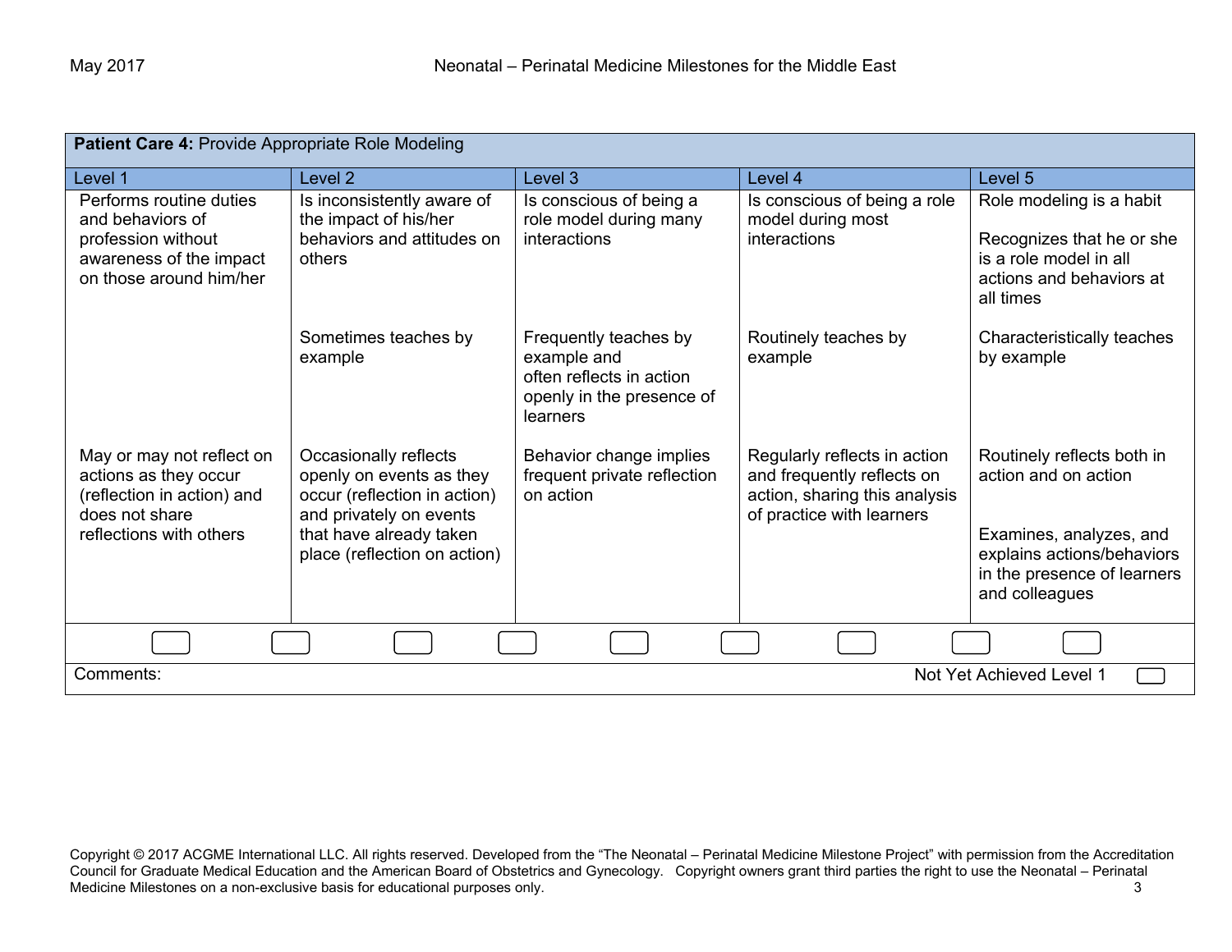| **Patient Care 4:** Provide Appropriate Role Modeling | | | | |
|---|---|---|---|---|
| Level 1 | Level 2 | Level 3 | Level 4 | Level 5 |
| Performs routine duties and behaviors of profession without awareness of the impact on those around him/her | Is inconsistently aware of the impact of his/her behaviors and attitudes on others | Is conscious of being a role model during many interactions | Is conscious of being a role model during most interactions | Role modeling is a habit<br><br>Recognizes that he or she is a role model in all actions and behaviors at all times |
| | Sometimes teaches by example | Frequently teaches by example and often reflects in action openly in the presence of learners | Routinely teaches by example | Characteristically teaches by example |
| May or may not reflect on actions as they occur (reflection in action) and does not share reflections with others | Occasionally reflects openly on events as they occur (reflection in action) and privately on events that have already taken place (reflection on action) | Behavior change implies frequent private reflection on action | Regularly reflects in action and frequently reflects on action, sharing this analysis of practice with learners | Routinely reflects both in action and on action<br><br>Examines, analyzes, and explains actions/behaviors in the presence of learners and colleagues |

Comments: Not Yet Achieved Level 1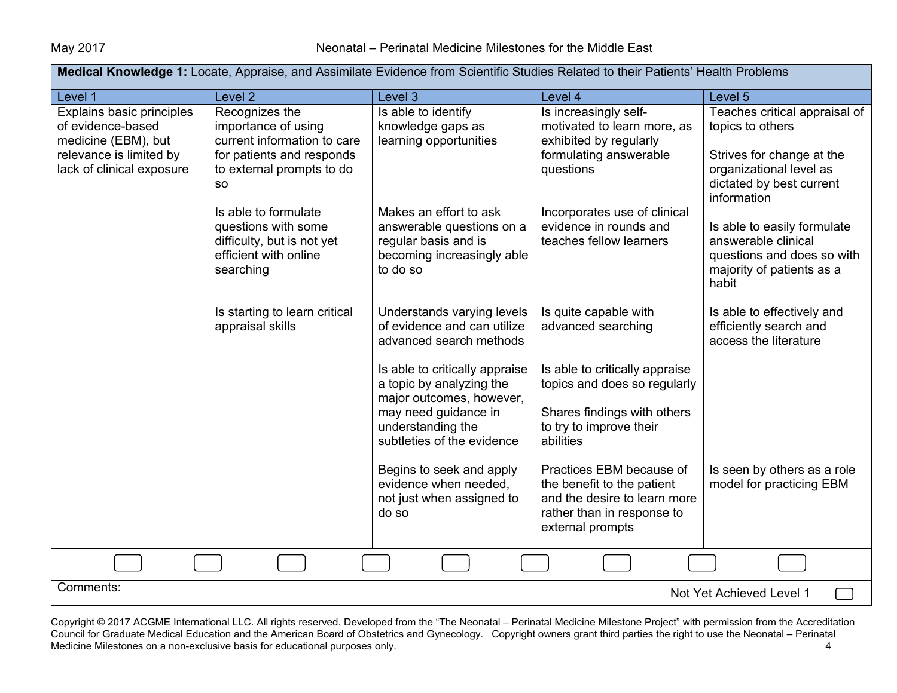**Medical Knowledge 1:** Locate, Appraise, and Assimilate Evidence from Scientific Studies Related to their Patients' Health Problems

| Level 1 | Level 2 | Level 3 | Level 4 | Level 5 |
|---|---|---|---|---|
| Explains basic principles of evidence-based medicine (EBM), but relevance is limited by lack of clinical exposure | Recognizes the importance of using current information to care for patients and responds to external prompts to do so<br><br>Is able to formulate questions with some difficulty, but is not yet efficient with online searching<br><br>Is starting to learn critical appraisal skills | Is able to identify knowledge gaps as learning opportunities<br><br>Makes an effort to ask answerable questions on a regular basis and is becoming increasingly able to do so<br><br>Understands varying levels of evidence and can utilize advanced search methods<br><br>Is able to critically appraise a topic by analyzing the major outcomes, however, may need guidance in understanding the subtleties of the evidence<br><br>Begins to seek and apply evidence when needed, not just when assigned to do so | Is increasingly self-motivated to learn more, as exhibited by regularly formulating answerable questions<br><br>Incorporates use of clinical evidence in rounds and teaches fellow learners<br><br>Is quite capable with advanced searching<br><br>Is able to critically appraise topics and does so regularly<br><br>Shares findings with others to try to improve their abilities<br><br>Practices EBM because of the benefit to the patient and the desire to learn more rather than in response to external prompts | Teaches critical appraisal of topics to others<br><br>Strives for change at the organizational level as dictated by best current information<br><br>Is able to easily formulate answerable clinical questions and does so with majority of patients as a habit<br><br>Is able to effectively and efficiently search and access the literature<br><br>Is seen by others as a role model for practicing EBM |

Comments:

Not Yet Achieved Level 1

Copyright © 2017 ACGME International LLC. All rights reserved. Developed from the "The Neonatal – Perinatal Medicine Milestone Project" with permission from the Accreditation Council for Graduate Medical Education and the American Board of Obstetrics and Gynecology. Copyright owners grant third parties the right to use the Neonatal – Perinatal Medicine Milestones on a non-exclusive basis for educational purposes only.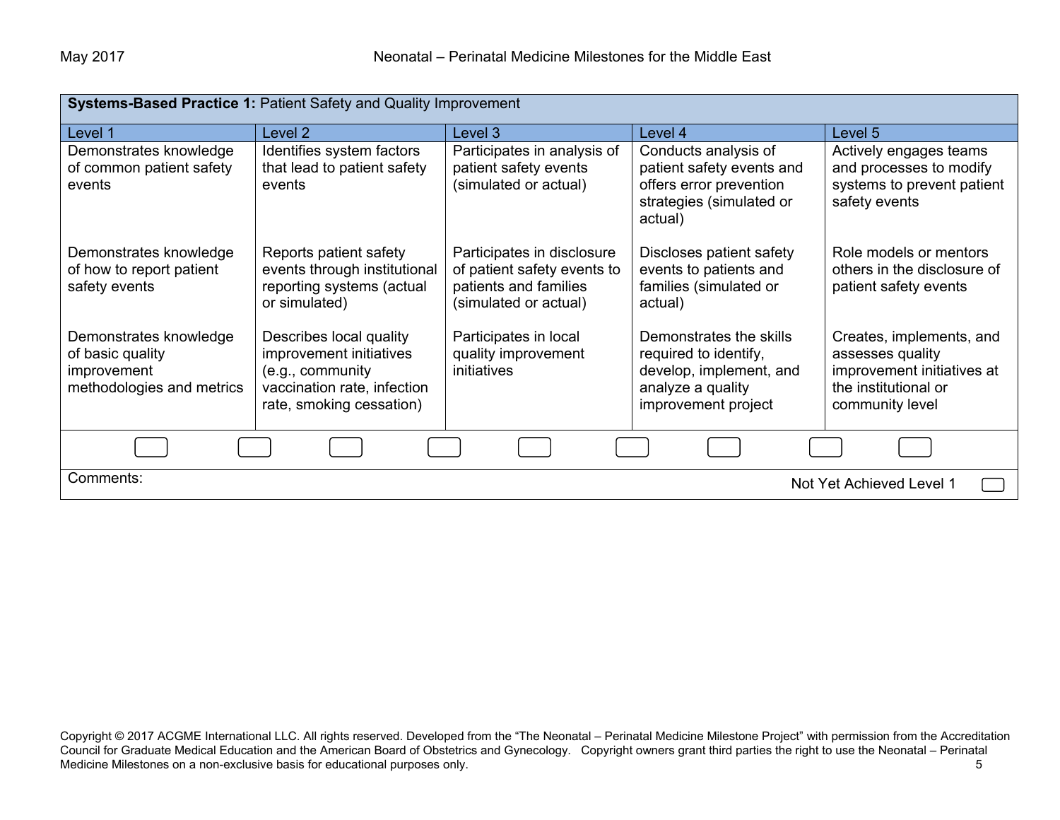**Systems-Based Practice 1:** Patient Safety and Quality Improvement

| Level 1 | Level 2 | Level 3 | Level 4 | Level 5 |
|---|---|---|---|---|
| Demonstrates knowledge of common patient safety events | Identifies system factors that lead to patient safety events | Participates in analysis of patient safety events (simulated or actual) | Conducts analysis of patient safety events and offers error prevention strategies (simulated or actual) | Actively engages teams and processes to modify systems to prevent patient safety events |
| Demonstrates knowledge of how to report patient safety events | Reports patient safety events through institutional reporting systems (actual or simulated) | Participates in disclosure of patient safety events to patients and families (simulated or actual) | Discloses patient safety events to patients and families (simulated or actual) | Role models or mentors others in the disclosure of patient safety events |
| Demonstrates knowledge of basic quality improvement methodologies and metrics | Describes local quality improvement initiatives (e.g., community vaccination rate, infection rate, smoking cessation) | Participates in local quality improvement initiatives | Demonstrates the skills required to identify, develop, implement, and analyze a quality improvement project | Creates, implements, and assesses quality improvement initiatives at the institutional or community level |

Comments:

Not Yet Achieved Level 1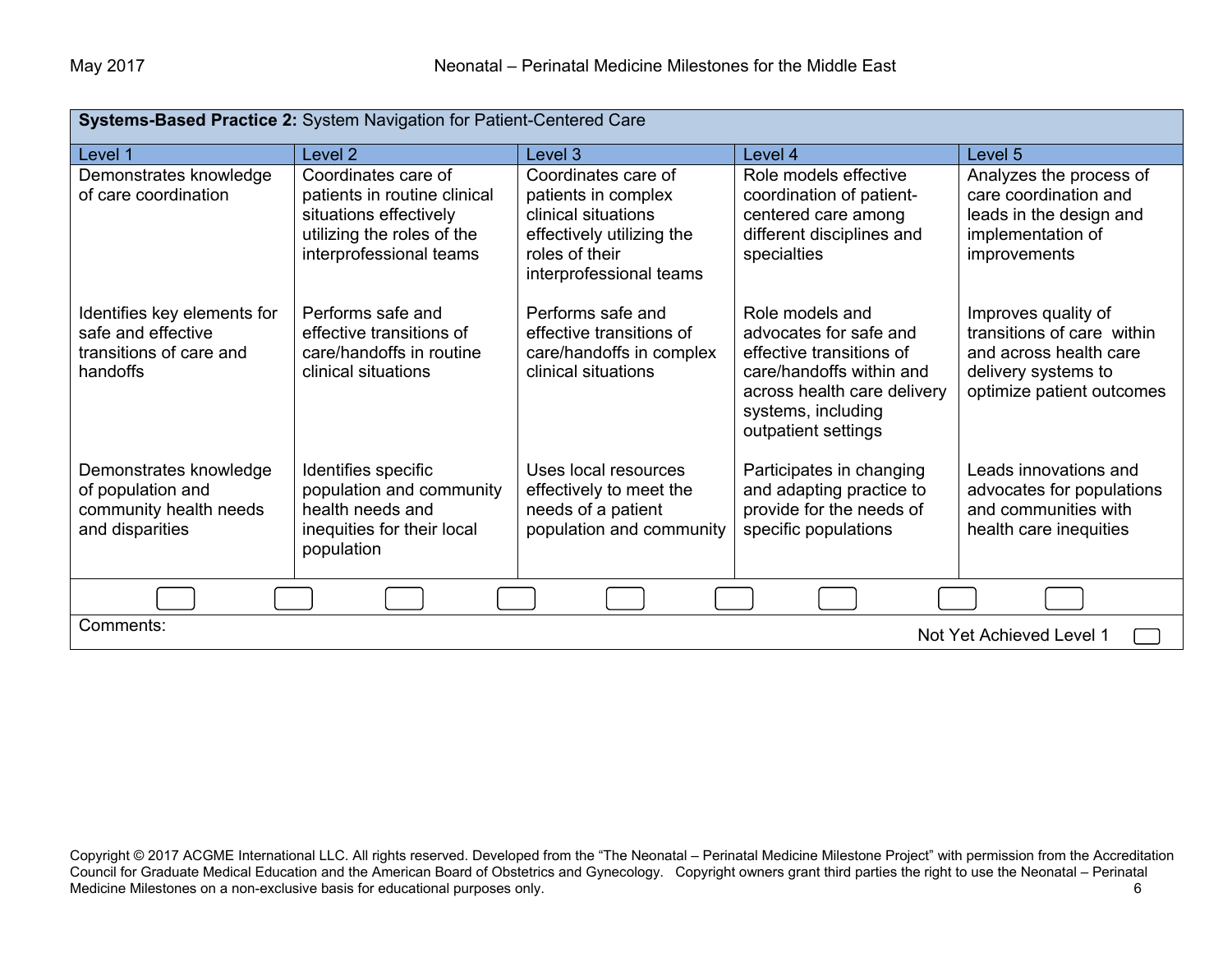| **Systems-Based Practice 2:** System Navigation for Patient-Centered Care | | | | |
|---|---|---|---|---|
| Level 1 | Level 2 | Level 3 | Level 4 | Level 5 |
| Demonstrates knowledge of care coordination | Coordinates care of patients in routine clinical situations effectively utilizing the roles of the interprofessional teams | Coordinates care of patients in complex clinical situations effectively utilizing the roles of their interprofessional teams | Role models effective coordination of patient-centered care among different disciplines and specialties | Analyzes the process of care coordination and leads in the design and implementation of improvements |
| Identifies key elements for safe and effective transitions of care and handoffs | Performs safe and effective transitions of care/handoffs in routine clinical situations | Performs safe and effective transitions of care/handoffs in complex clinical situations | Role models and advocates for safe and effective transitions of care/handoffs within and across health care delivery systems, including outpatient settings | Improves quality of transitions of care within and across health care delivery systems to optimize patient outcomes |
| Demonstrates knowledge of population and community health needs and disparities | Identifies specific population and community health needs and inequities for their local population | Uses local resources effectively to meet the needs of a patient population and community | Participates in changing and adapting practice to provide for the needs of specific populations | Leads innovations and advocates for populations and communities with health care inequities |

Comments:

Not Yet Achieved Level 1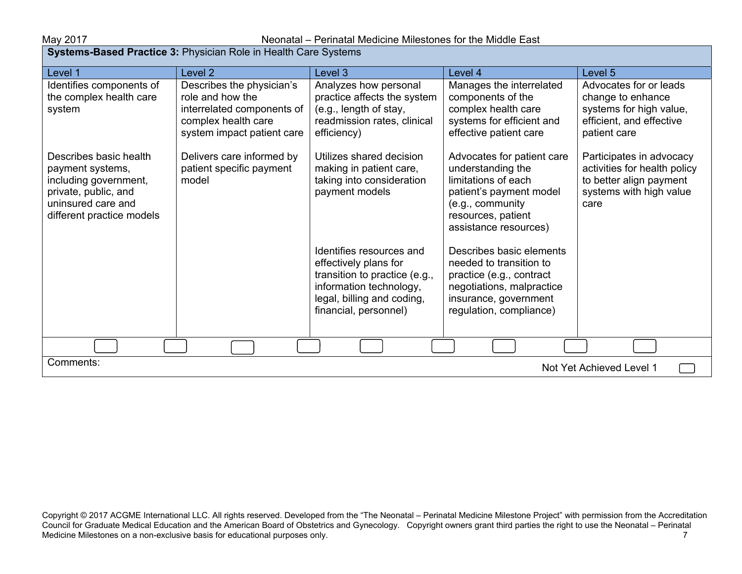## Systems-Based Practice 3: Physician Role in Health Care Systems

| Level 1 | Level 2 | Level 3 | Level 4 | Level 5 |
|---|---|---|---|---|
| Identifies components of the complex health care system | Describes the physician's role and how the interrelated components of complex health care system impact patient care | Analyzes how personal practice affects the system (e.g., length of stay, readmission rates, clinical efficiency) | Manages the interrelated components of the complex health care systems for efficient and effective patient care | Advocates for or leads change to enhance systems for high value, efficient, and effective patient care |
| Describes basic health payment systems, including government, private, public, and uninsured care and different practice models | Delivers care informed by patient specific payment model | Utilizes shared decision making in patient care, taking into consideration payment models | Advocates for patient care understanding the limitations of each patient's payment model (e.g., community resources, patient assistance resources) | Participates in advocacy activities for health policy to better align payment systems with high value care |
| | | Identifies resources and effectively plans for transition to practice (e.g., information technology, legal, billing and coding, financial, personnel) | Describes basic elements needed to transition to practice (e.g., contract negotiations, malpractice insurance, government regulation, compliance) | |

Comments:

Not Yet Achieved Level 1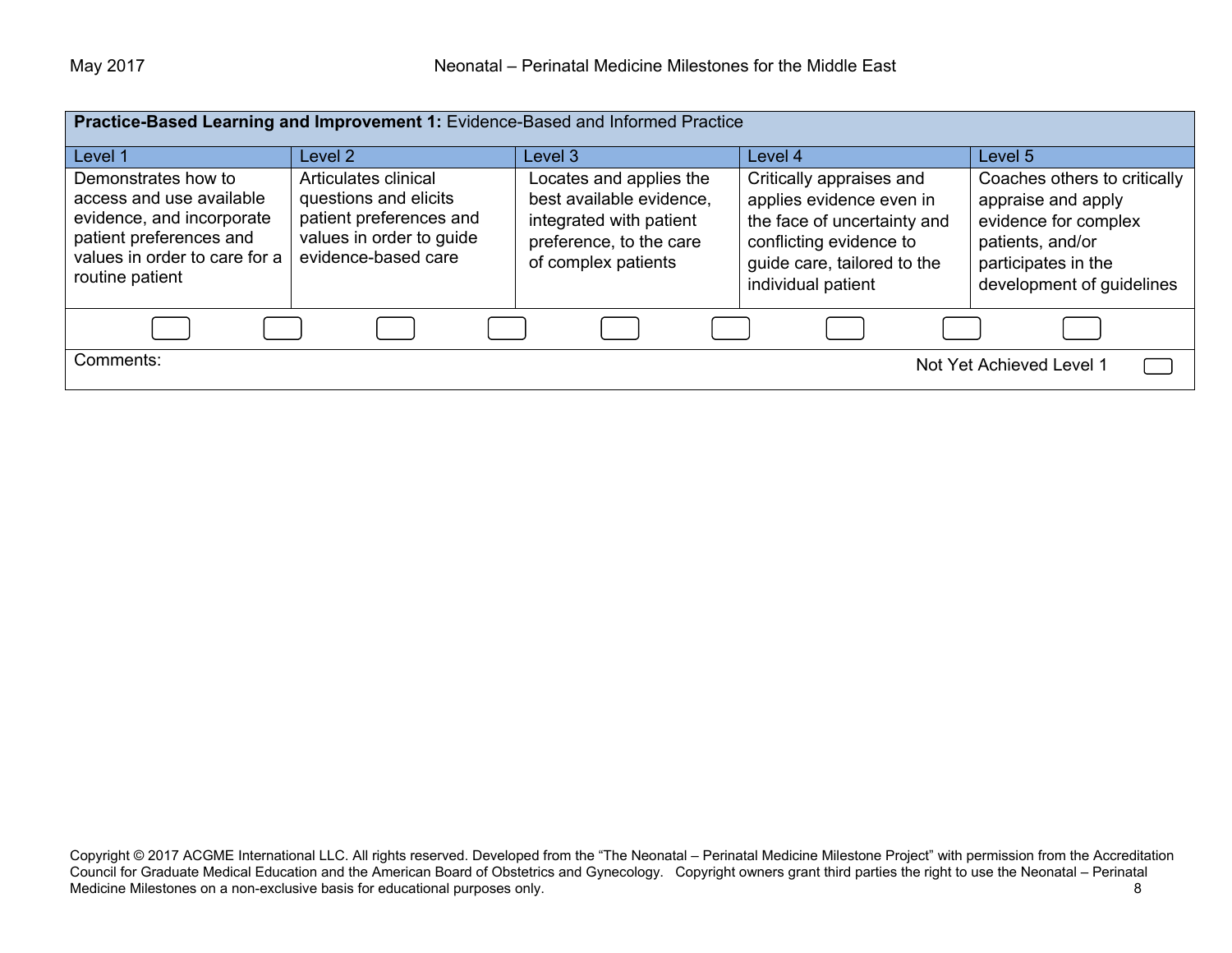| **Practice-Based Learning and Improvement 1:** Evidence-Based and Informed Practice | | | | |
|---|---|---|---|---|
| Level 1 | Level 2 | Level 3 | Level 4 | Level 5 |
| Demonstrates how to access and use available evidence, and incorporate patient preferences and values in order to care for a routine patient | Articulates clinical questions and elicits patient preferences and values in order to guide evidence-based care | Locates and applies the best available evidence, integrated with patient preference, to the care of complex patients | Critically appraises and applies evidence even in the face of uncertainty and conflicting evidence to guide care, tailored to the individual patient | Coaches others to critically appraise and apply evidence for complex patients, and/or participates in the development of guidelines |

Comments:

Not Yet Achieved Level 1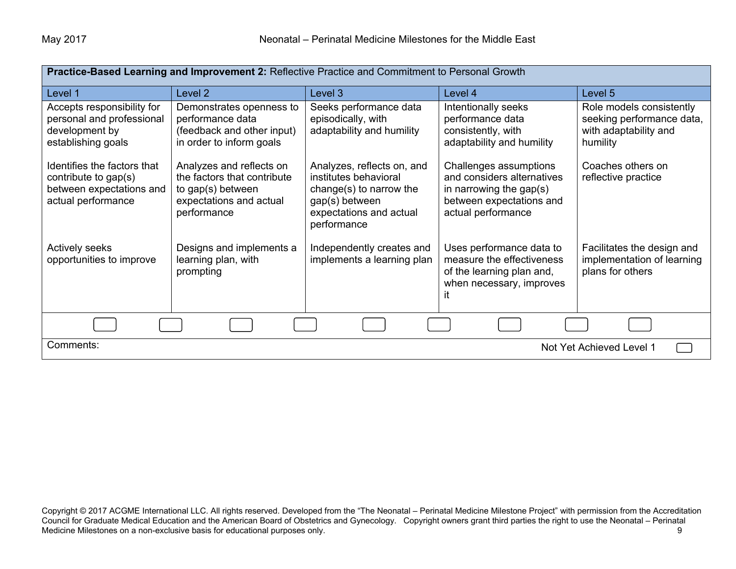| **Practice-Based Learning and Improvement 2:** Reflective Practice and Commitment to Personal Growth | | | | |
|---|---|---|---|---|
| Level 1 | Level 2 | Level 3 | Level 4 | Level 5 |
| Accepts responsibility for personal and professional development by establishing goals | Demonstrates openness to performance data (feedback and other input) in order to inform goals | Seeks performance data episodically, with adaptability and humility | Intentionally seeks performance data consistently, with adaptability and humility | Role models consistently seeking performance data, with adaptability and humility |
| Identifies the factors that contribute to gap(s) between expectations and actual performance | Analyzes and reflects on the factors that contribute to gap(s) between expectations and actual performance | Analyzes, reflects on, and institutes behavioral change(s) to narrow the gap(s) between expectations and actual performance | Challenges assumptions and considers alternatives in narrowing the gap(s) between expectations and actual performance | Coaches others on reflective practice |
| Actively seeks opportunities to improve | Designs and implements a learning plan, with prompting | Independently creates and implements a learning plan | Uses performance data to measure the effectiveness of the learning plan and, when necessary, improves it | Facilitates the design and implementation of learning plans for others |

Comments:

Not Yet Achieved Level 1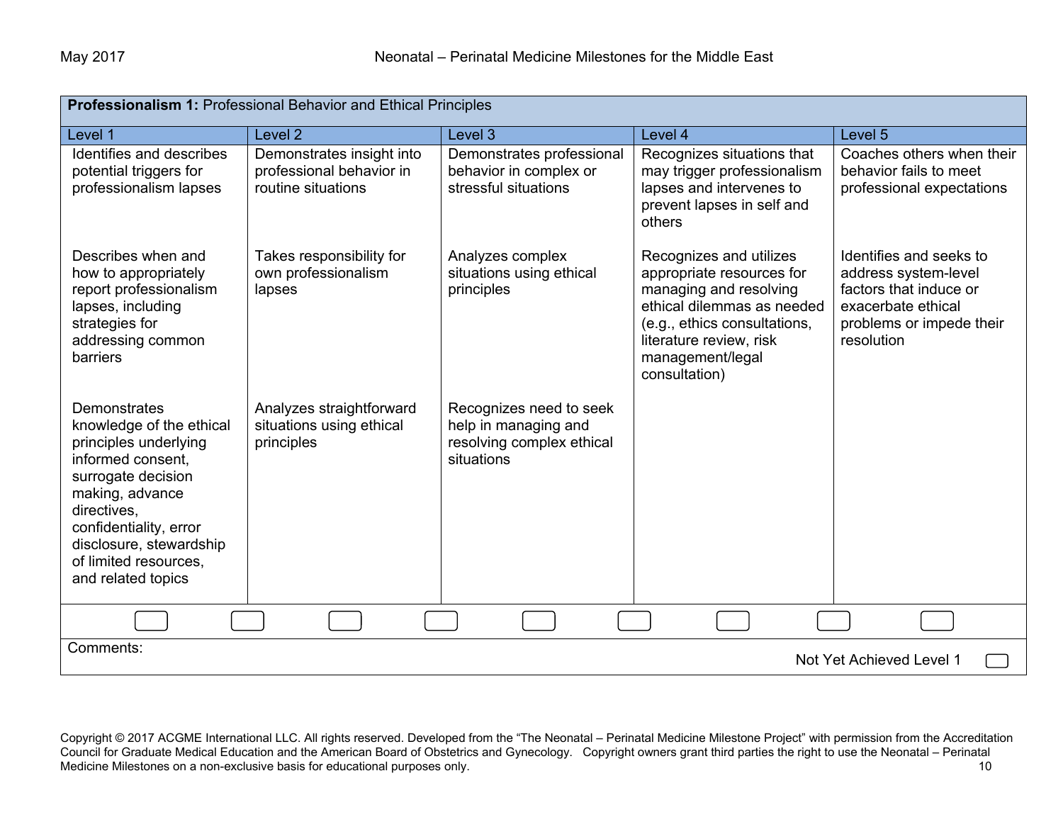| **Professionalism 1:** Professional Behavior and Ethical Principles | | | | |
|---|---|---|---|---|
| Level 1 | Level 2 | Level 3 | Level 4 | Level 5 |
| Identifies and describes potential triggers for professionalism lapses | Demonstrates insight into professional behavior in routine situations | Demonstrates professional behavior in complex or stressful situations | Recognizes situations that may trigger professionalism lapses and intervenes to prevent lapses in self and others | Coaches others when their behavior fails to meet professional expectations |
| Describes when and how to appropriately report professionalism lapses, including strategies for addressing common barriers | Takes responsibility for own professionalism lapses | Analyzes complex situations using ethical principles | Recognizes and utilizes appropriate resources for managing and resolving ethical dilemmas as needed (e.g., ethics consultations, literature review, risk management/legal consultation) | Identifies and seeks to address system-level factors that induce or exacerbate ethical problems or impede their resolution |
| Demonstrates knowledge of the ethical principles underlying informed consent, surrogate decision making, advance directives, confidentiality, error disclosure, stewardship of limited resources, and related topics | Analyzes straightforward situations using ethical principles | Recognizes need to seek help in managing and resolving complex ethical situations | | |

Comments:

Not Yet Achieved Level 1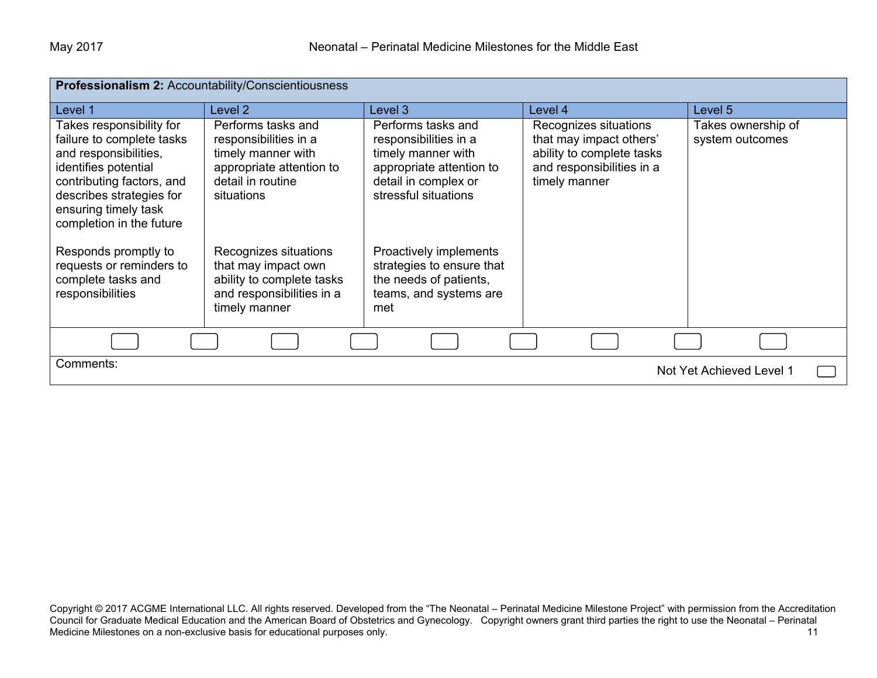**Professionalism 2:** Accountability/Conscientiousness

| Level 1 | Level 2 | Level 3 | Level 4 | Level 5 |
|---|---|---|---|---|
| Takes responsibility for failure to complete tasks and responsibilities, identifies potential contributing factors, and describes strategies for ensuring timely task completion in the future<br><br>Responds promptly to requests or reminders to complete tasks and responsibilities | Performs tasks and responsibilities in a timely manner with appropriate attention to detail in routine situations<br><br>Recognizes situations that may impact own ability to complete tasks and responsibilities in a timely manner | Performs tasks and responsibilities in a timely manner with appropriate attention to detail in complex or stressful situations<br><br>Proactively implements strategies to ensure that the needs of patients, teams, and systems are met | Recognizes situations that may impact others' ability to complete tasks and responsibilities in a timely manner | Takes ownership of system outcomes |

Comments:

Not Yet Achieved Level 1

Copyright © 2017 ACGME International LLC. All rights reserved. Developed from the "The Neonatal – Perinatal Medicine Milestone Project" with permission from the Accreditation Council for Graduate Medical Education and the American Board of Obstetrics and Gynecology. Copyright owners grant third parties the right to use the Neonatal – Perinatal Medicine Milestones on a non-exclusive basis for educational purposes only.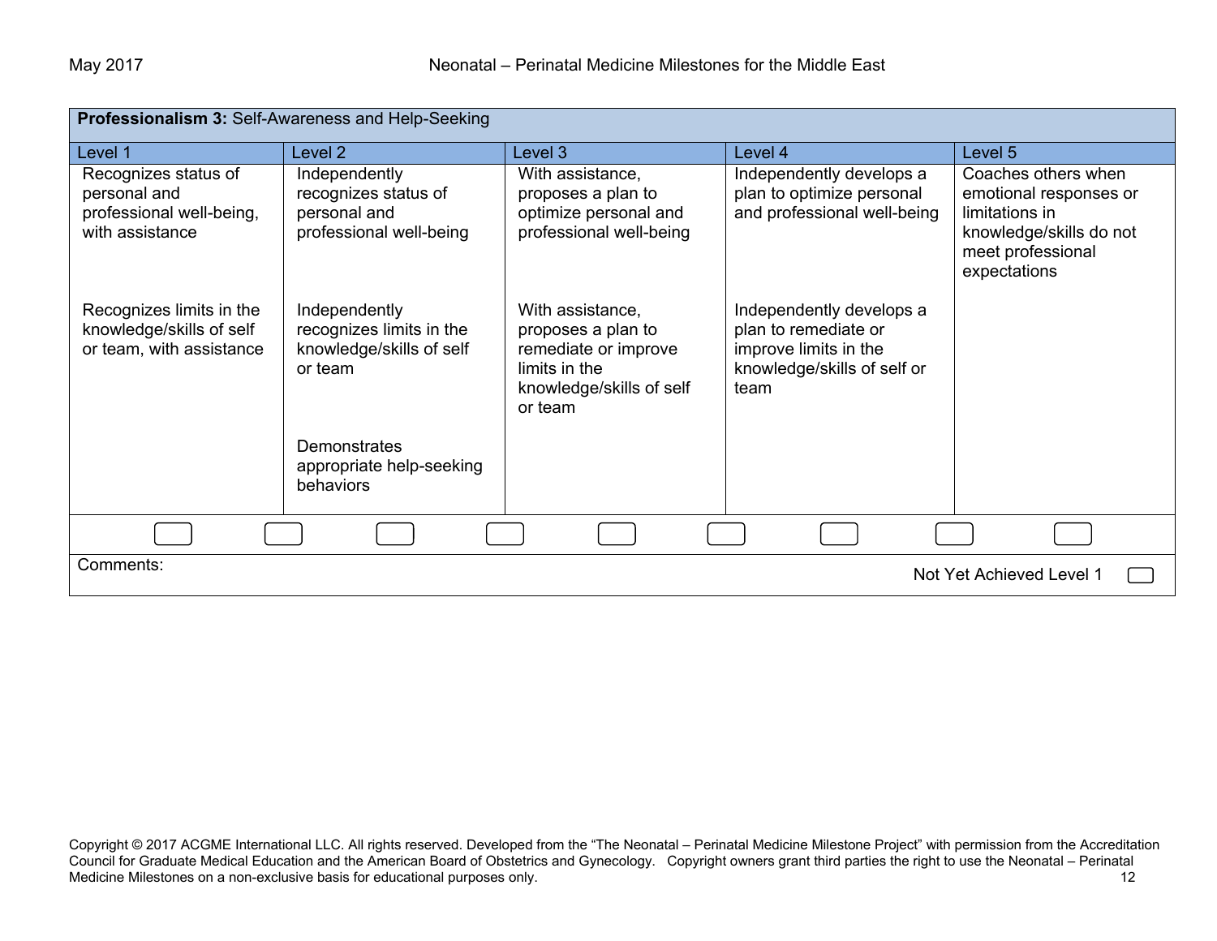**Professionalism 3:** Self-Awareness and Help-Seeking

| Level 1 | Level 2 | Level 3 | Level 4 | Level 5 |
|---|---|---|---|---|
| Recognizes status of personal and professional well-being, with assistance | Independently recognizes status of personal and professional well-being | With assistance, proposes a plan to optimize personal and professional well-being | Independently develops a plan to optimize personal and professional well-being | Coaches others when emotional responses or limitations in knowledge/skills do not meet professional expectations |
| Recognizes limits in the knowledge/skills of self or team, with assistance | Independently recognizes limits in the knowledge/skills of self or team | With assistance, proposes a plan to remediate or improve limits in the knowledge/skills of self or team | Independently develops a plan to remediate or improve limits in the knowledge/skills of self or team | |
| | Demonstrates appropriate help-seeking behaviors | | | |

Comments:

Not Yet Achieved Level 1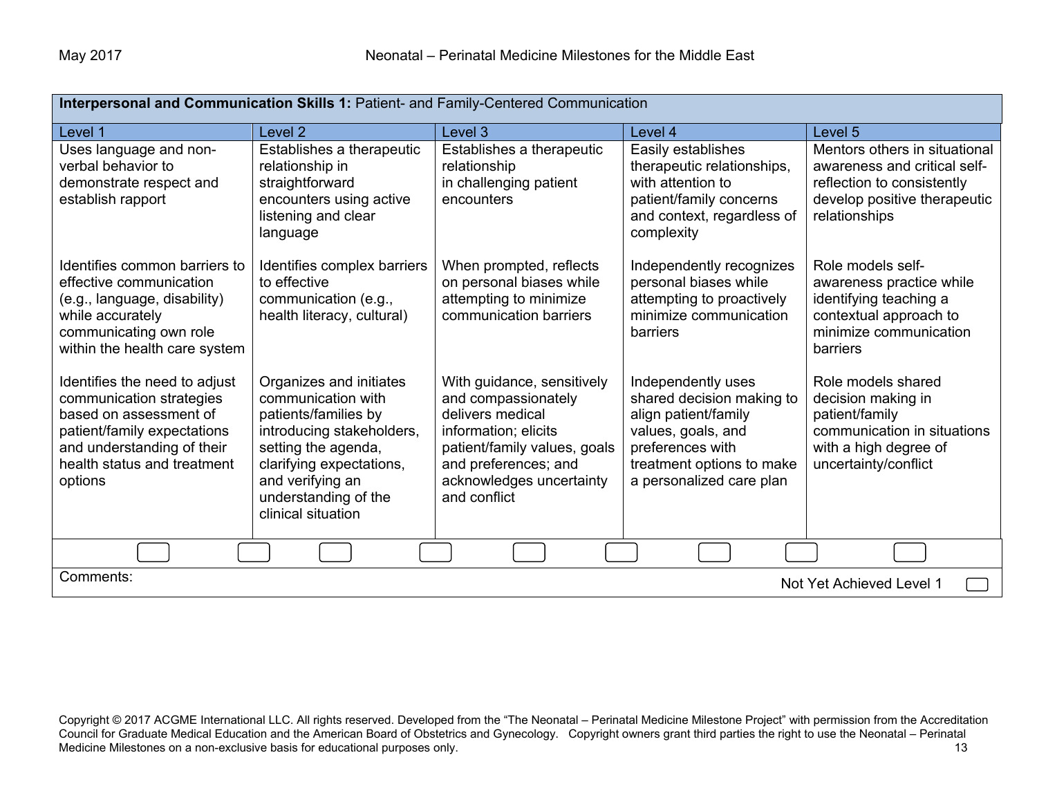| **Interpersonal and Communication Skills 1:** Patient- and Family-Centered Communication | | | | |
|---|---|---|---|---|
| Level 1 | Level 2 | Level 3 | Level 4 | Level 5 |
| Uses language and non-verbal behavior to demonstrate respect and establish rapport | Establishes a therapeutic relationship in straightforward encounters using active listening and clear language | Establishes a therapeutic relationship in challenging patient encounters | Easily establishes therapeutic relationships, with attention to patient/family concerns and context, regardless of complexity | Mentors others in situational awareness and critical self-reflection to consistently develop positive therapeutic relationships |
| Identifies common barriers to effective communication (e.g., language, disability) while accurately communicating own role within the health care system | Identifies complex barriers to effective communication (e.g., health literacy, cultural) | When prompted, reflects on personal biases while attempting to minimize communication barriers | Independently recognizes personal biases while attempting to proactively minimize communication barriers | Role models self-awareness practice while identifying teaching a contextual approach to minimize communication barriers |
| Identifies the need to adjust communication strategies based on assessment of patient/family expectations and understanding of their health status and treatment options | Organizes and initiates communication with patients/families by introducing stakeholders, setting the agenda, clarifying expectations, and verifying an understanding of the clinical situation | With guidance, sensitively and compassionately delivers medical information; elicits patient/family values, goals and preferences; and acknowledges uncertainty and conflict | Independently uses shared decision making to align patient/family values, goals, and preferences with treatment options to make a personalized care plan | Role models shared decision making in patient/family communication in situations with a high degree of uncertainty/conflict |

Comments:

Not Yet Achieved Level 1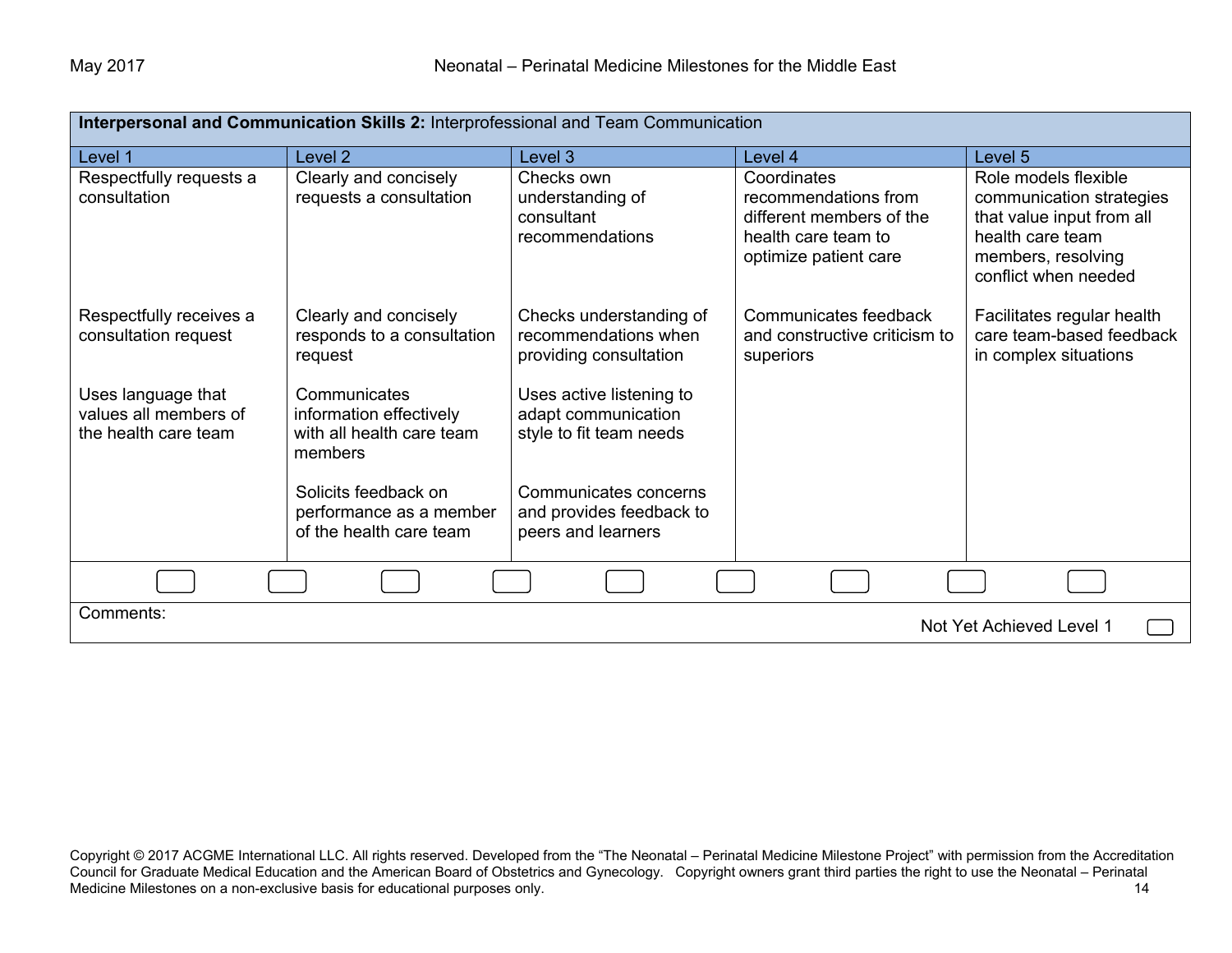| **Interpersonal and Communication Skills 2:** Interprofessional and Team Communication | | | | |
|---|---|---|---|---|
| Level 1 | Level 2 | Level 3 | Level 4 | Level 5 |
| Respectfully requests a consultation | Clearly and concisely requests a consultation | Checks own understanding of consultant recommendations | Coordinates recommendations from different members of the health care team to optimize patient care | Role models flexible communication strategies that value input from all health care team members, resolving conflict when needed |
| Respectfully receives a consultation request | Clearly and concisely responds to a consultation request | Checks understanding of recommendations when providing consultation | Communicates feedback and constructive criticism to superiors | Facilitates regular health care team-based feedback in complex situations |
| Uses language that values all members of the health care team | Communicates information effectively with all health care team members | Uses active listening to adapt communication style to fit team needs | | |
| | Solicits feedback on performance as a member of the health care team | Communicates concerns and provides feedback to peers and learners | | |

Comments:

Not Yet Achieved Level 1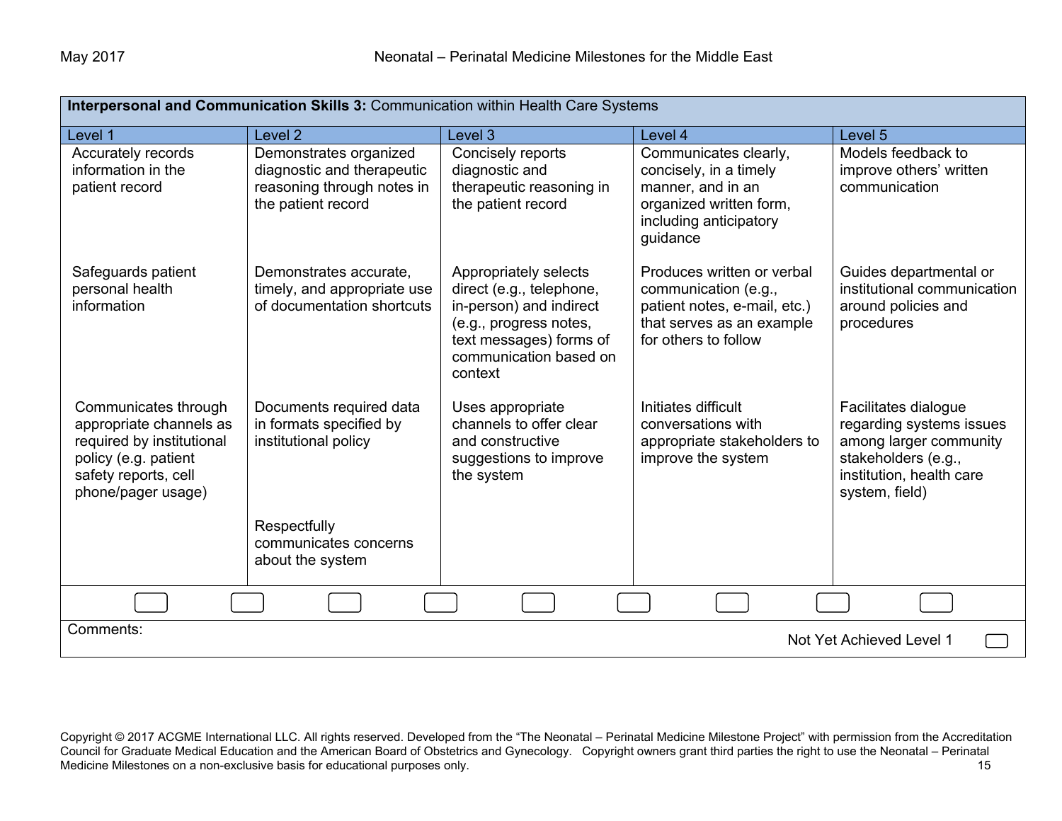| **Interpersonal and Communication Skills 3:** Communication within Health Care Systems | | | | |
|---|---|---|---|---|
| Level 1 | Level 2 | Level 3 | Level 4 | Level 5 |
| Accurately records information in the patient record | Demonstrates organized diagnostic and therapeutic reasoning through notes in the patient record | Concisely reports diagnostic and therapeutic reasoning in the patient record | Communicates clearly, concisely, in a timely manner, and in an organized written form, including anticipatory guidance | Models feedback to improve others' written communication |
| Safeguards patient personal health information | Demonstrates accurate, timely, and appropriate use of documentation shortcuts | Appropriately selects direct (e.g., telephone, in-person) and indirect (e.g., progress notes, text messages) forms of communication based on context | Produces written or verbal communication (e.g., patient notes, e-mail, etc.) that serves as an example for others to follow | Guides departmental or institutional communication around policies and procedures |
| Communicates through appropriate channels as required by institutional policy (e.g. patient safety reports, cell phone/pager usage) | Documents required data in formats specified by institutional policy | Uses appropriate channels to offer clear and constructive suggestions to improve the system | Initiates difficult conversations with appropriate stakeholders to improve the system | Facilitates dialogue regarding systems issues among larger community stakeholders (e.g., institution, health care system, field) |
| | Respectfully communicates concerns about the system | | | |

Comments:

Not Yet Achieved Level 1